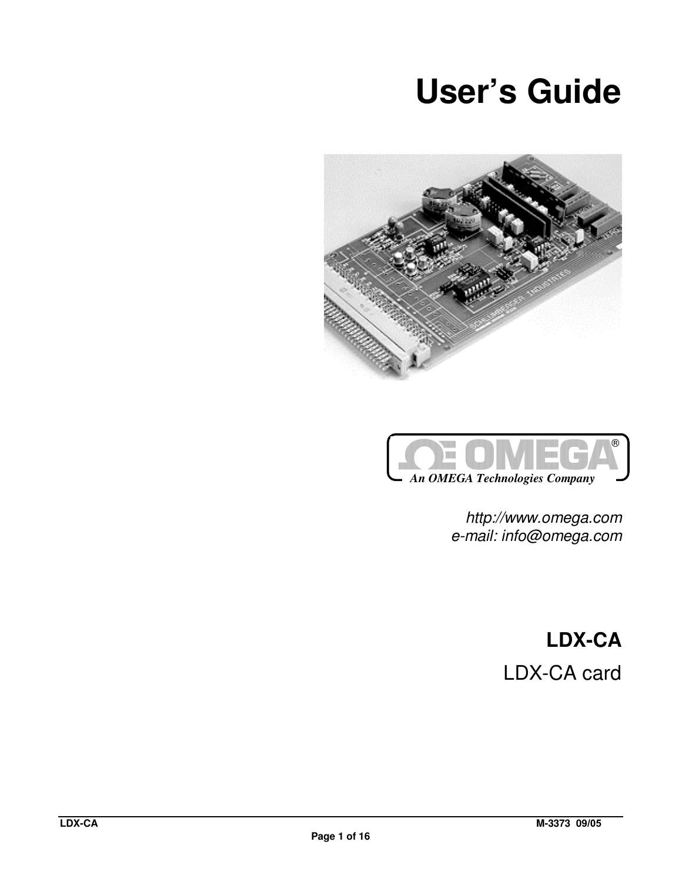# User's Guide

An OMEGA Technologies Company

*http://www.omega.com*
*e-mail: info@omega.com*

## LDX-CA

LDX-CA card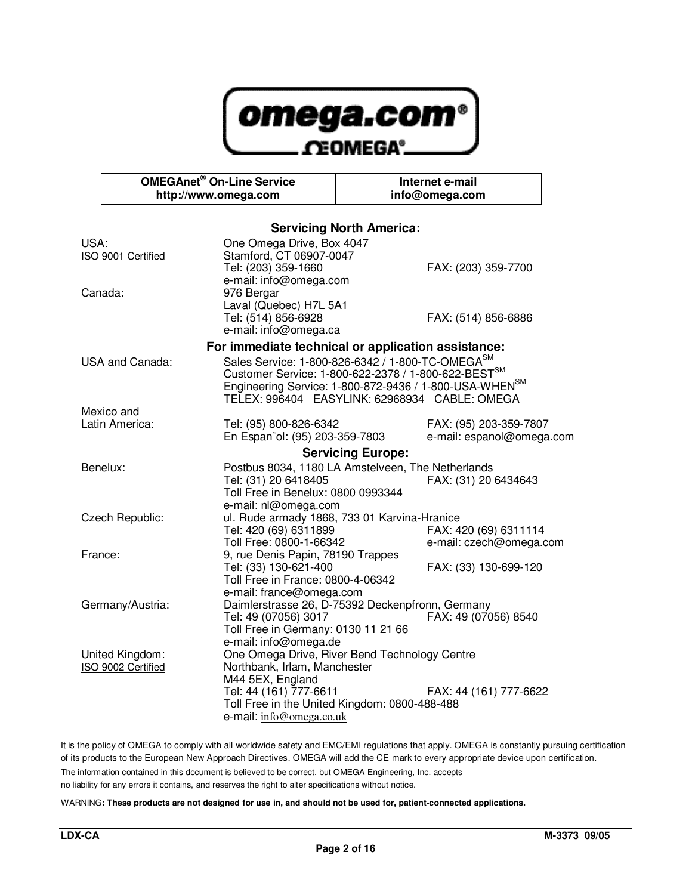omega.com®

OMEGA®

| OMEGAnet® On-Line Service http://www.omega.com | Internet e-mail info@omega.com |
|---|---|

## Servicing North America:

| | | |
|---|---|---|
| USA: ISO 9001 Certified | One Omega Drive, Box 4047 Stamford, CT 06907-0047 Tel: (203) 359-1660 e-mail: info@omega.com | FAX: (203) 359-7700 |
| Canada: | 976 Bergar Laval (Quebec) H7L 5A1 Tel: (514) 856-6928 e-mail: info@omega.ca | FAX: (514) 856-6886 |

## For immediate technical or application assistance:

| | | |
|---|---|---|
| USA and Canada: | Sales Service: 1-800-826-6342 / 1-800-TC-OMEGA[SM] Customer Service: 1-800-622-2378 / 1-800-622-BEST[SM] Engineering Service: 1-800-872-9436 / 1-800-USA-WHEN[SM] TELEX: 996404 EASYLINK: 62968934 CABLE: OMEGA | |
| Mexico and Latin America: | Tel: (95) 800-826-6342 En Espan˜ol: (95) 203-359-7803 | FAX: (95) 203-359-7807 e-mail: espanol@omega.com |

## Servicing Europe:

| | | |
|---|---|---|
| Benelux: | Postbus 8034, 1180 LA Amstelveen, The Netherlands Tel: (31) 20 6418405 Toll Free in Benelux: 0800 0993344 e-mail: nl@omega.com | FAX: (31) 20 6434643 |
| Czech Republic: | ul. Rude armady 1868, 733 01 Karvina-Hranice Tel: 420 (69) 6311899 Toll Free: 0800-1-66342 | FAX: 420 (69) 6311114 e-mail: czech@omega.com |
| France: | 9, rue Denis Papin, 78190 Trappes Tel: (33) 130-621-400 Toll Free in France: 0800-4-06342 e-mail: france@omega.com | FAX: (33) 130-699-120 |
| Germany/Austria: | Daimlerstrasse 26, D-75392 Deckenpfronn, Germany Tel: 49 (07056) 3017 Toll Free in Germany: 0130 11 21 66 e-mail: info@omega.de | FAX: 49 (07056) 8540 |
| United Kingdom: ISO 9002 Certified | One Omega Drive, River Bend Technology Centre Northbank, Irlam, Manchester M44 5EX, England Tel: 44 (161) 777-6611 Toll Free in the United Kingdom: 0800-488-488 e-mail: info@omega.co.uk | FAX: 44 (161) 777-6622 |

It is the policy of OMEGA to comply with all worldwide safety and EMC/EMI regulations that apply. OMEGA is constantly pursuing certification of its products to the European New Approach Directives. OMEGA will add the CE mark to every appropriate device upon certification.

The information contained in this document is believed to be correct, but OMEGA Engineering, Inc. accepts no liability for any errors it contains, and reserves the right to alter specifications without notice.

WARNING**: These products are not designed for use in, and should not be used for, patient-connected applications.**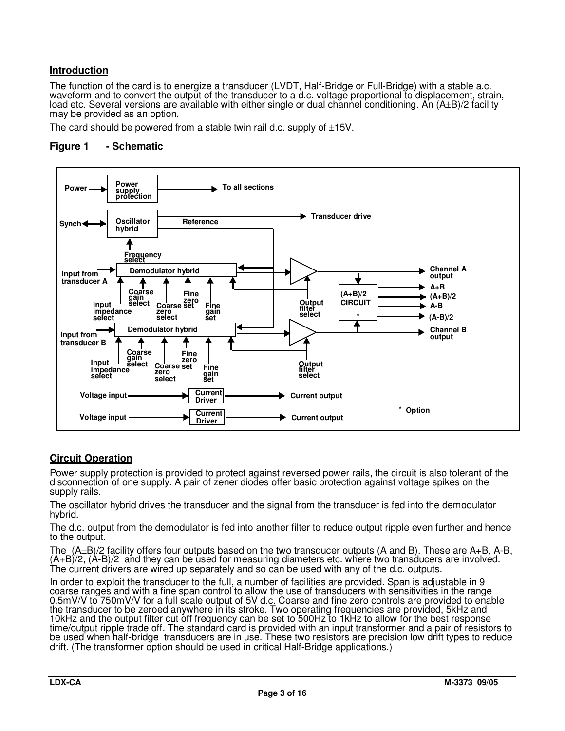## Introduction

The function of the card is to energize a transducer (LVDT, Half-Bridge or Full-Bridge) with a stable a.c. waveform and to convert the output of the transducer to a d.c. voltage proportional to displacement, strain, load etc. Several versions are available with either single or dual channel conditioning. An (A±B)/2 facility may be provided as an option.

The card should be powered from a stable twin rail d.c. supply of ±15V.

### Figure 1 - Schematic

## Circuit Operation

Power supply protection is provided to protect against reversed power rails, the circuit is also tolerant of the disconnection of one supply. A pair of zener diodes offer basic protection against voltage spikes on the supply rails.

The oscillator hybrid drives the transducer and the signal from the transducer is fed into the demodulator hybrid.

The d.c. output from the demodulator is fed into another filter to reduce output ripple even further and hence to the output.

The (A±B)/2 facility offers four outputs based on the two transducer outputs (A and B). These are A+B, A-B, (A+B)/2, (A-B)/2 and they can be used for measuring diameters etc. where two transducers are involved. The current drivers are wired up separately and so can be used with any of the d.c. outputs.

In order to exploit the transducer to the full, a number of facilities are provided. Span is adjustable in 9 coarse ranges and with a fine span control to allow the use of transducers with sensitivities in the range 0.5mV/V to 750mV/V for a full scale output of 5V d.c. Coarse and fine zero controls are provided to enable the transducer to be zeroed anywhere in its stroke. Two operating frequencies are provided, 5kHz and 10kHz and the output filter cut off frequency can be set to 500Hz to 1kHz to allow for the best response time/output ripple trade off. The standard card is provided with an input transformer and a pair of resistors to be used when half-bridge transducers are in use. These two resistors are precision low drift types to reduce drift. (The transformer option should be used in critical Half-Bridge applications.)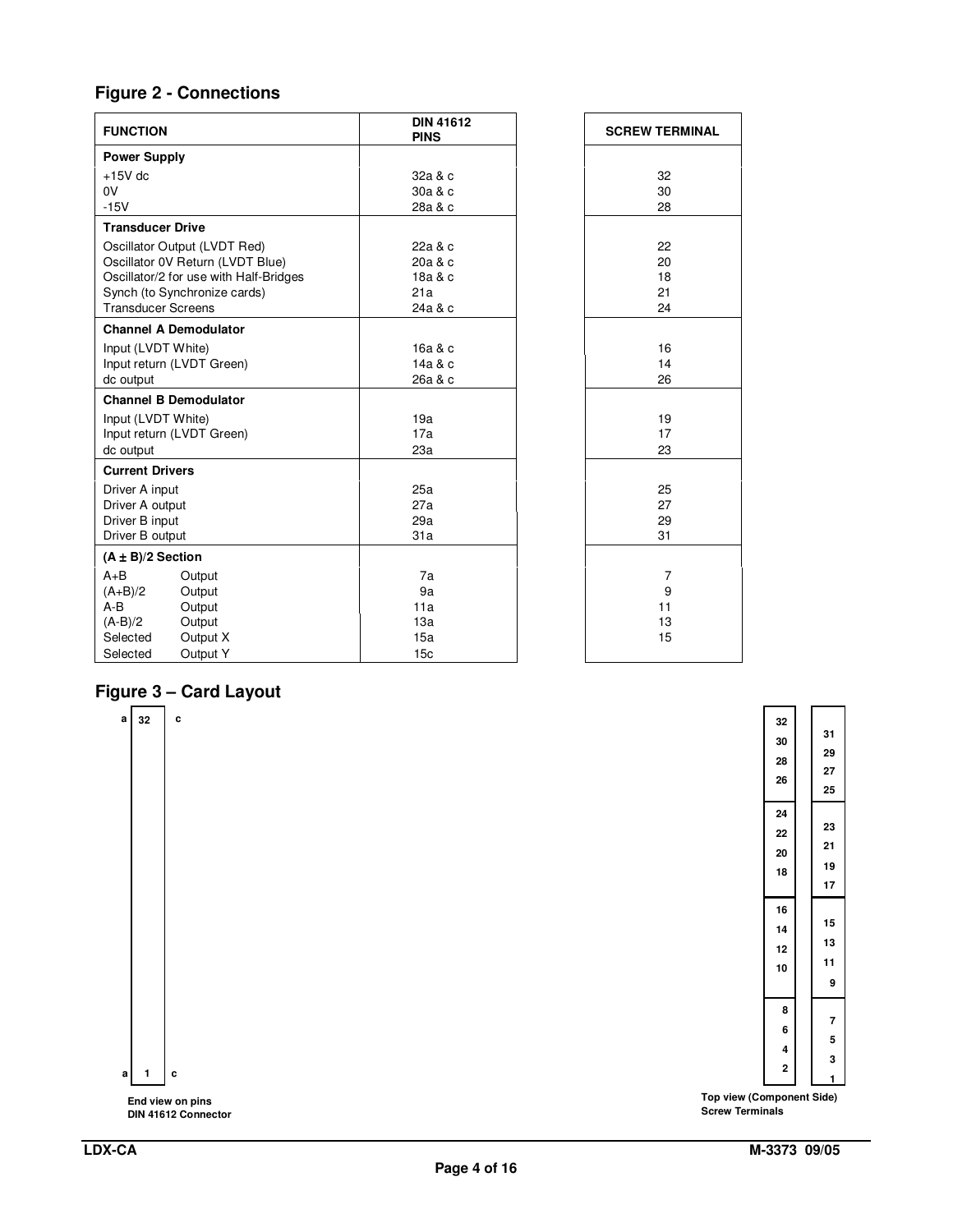## Figure 2 - Connections

| FUNCTION | | DIN 41612 PINS | SCREW TERMINAL |
|---|---|---|---|
| **Power Supply** | | | |
| +15V dc | | 32a & c | 32 |
| 0V | | 30a & c | 30 |
| -15V | | 28a & c | 28 |
| **Transducer Drive** | | | |
| Oscillator Output (LVDT Red) | | 22a & c | 22 |
| Oscillator 0V Return (LVDT Blue) | | 20a & c | 20 |
| Oscillator/2 for use with Half-Bridges | | 18a & c | 18 |
| Synch (to Synchronize cards) | | 21a | 21 |
| Transducer Screens | | 24a & c | 24 |
| **Channel A Demodulator** | | | |
| Input (LVDT White) | | 16a & c | 16 |
| Input return (LVDT Green) | | 14a & c | 14 |
| dc output | | 26a & c | 26 |
| **Channel B Demodulator** | | | |
| Input (LVDT White) | | 19a | 19 |
| Input return (LVDT Green) | | 17a | 17 |
| dc output | | 23a | 23 |
| **Current Drivers** | | | |
| Driver A input | | 25a | 25 |
| Driver A output | | 27a | 27 |
| Driver B input | | 29a | 29 |
| Driver B output | | 31a | 31 |
| **(A ± B)/2 Section** | | | |
| A+B | Output | 7a | 7 |
| (A+B)/2 | Output | 9a | 9 |
| A-B | Output | 11a | 11 |
| (A-B)/2 | Output | 13a | 13 |
| Selected | Output X | 15a | 15 |
| Selected | Output Y | 15c | |

## Figure 3 – Card Layout

a 32 c

a 1 c

**End view on pins**
**DIN 41612 Connector**

| | |
|---|---|
| 32 | 31 |
| 30 | 29 |
| 28 | 27 |
| 26 | 25 |
| 24 | 23 |
| 22 | 21 |
| 20 | 19 |
| 18 | 17 |
| 16 | 15 |
| 14 | 13 |
| 12 | 11 |
| 10 | 9 |
| 8 | 7 |
| 6 | 5 |
| 4 | 3 |
| 2 | 1 |

**Top view (Component Side)**
**Screw Terminals**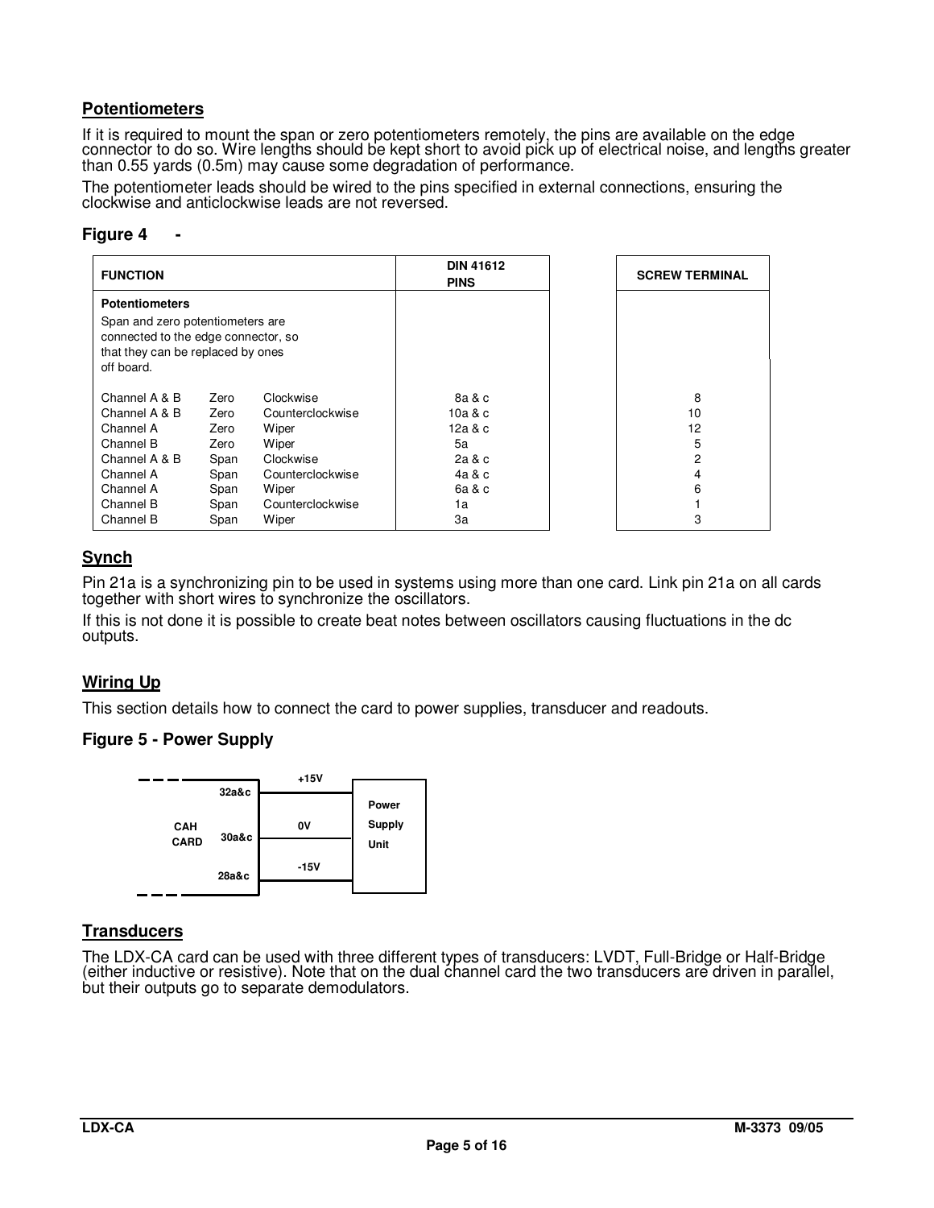## Potentiometers

If it is required to mount the span or zero potentiometers remotely, the pins are available on the edge connector to do so. Wire lengths should be kept short to avoid pick up of electrical noise, and lengths greater than 0.55 yards (0.5m) may cause some degradation of performance.

The potentiometer leads should be wired to the pins specified in external connections, ensuring the clockwise and anticlockwise leads are not reversed.

**Figure 4 -**

| FUNCTION | | | DIN 41612 PINS | SCREW TERMINAL |
|---|---|---|---|---|
| **Potentiometers**<br>Span and zero potentiometers are connected to the edge connector, so that they can be replaced by ones off board. | | | | |
| Channel A & B | Zero | Clockwise | 8a & c | 8 |
| Channel A & B | Zero | Counterclockwise | 10a & c | 10 |
| Channel A | Zero | Wiper | 12a & c | 12 |
| Channel B | Zero | Wiper | 5a | 5 |
| Channel A & B | Span | Clockwise | 2a & c | 2 |
| Channel A | Span | Counterclockwise | 4a & c | 4 |
| Channel A | Span | Wiper | 6a & c | 6 |
| Channel B | Span | Counterclockwise | 1a | 1 |
| Channel B | Span | Wiper | 3a | 3 |

## Synch

Pin 21a is a synchronizing pin to be used in systems using more than one card. Link pin 21a on all cards together with short wires to synchronize the oscillators.

If this is not done it is possible to create beat notes between oscillators causing fluctuations in the dc outputs.

## Wiring Up

This section details how to connect the card to power supplies, transducer and readouts.

**Figure 5 - Power Supply**

| CAH CARD | | Power Supply Unit |
|---|---|---|
| 32a&c | +15V | |
| 30a&c | 0V | |
| 28a&c | -15V | |

## Transducers

The LDX-CA card can be used with three different types of transducers: LVDT, Full-Bridge or Half-Bridge (either inductive or resistive). Note that on the dual channel card the two transducers are driven in parallel, but their outputs go to separate demodulators.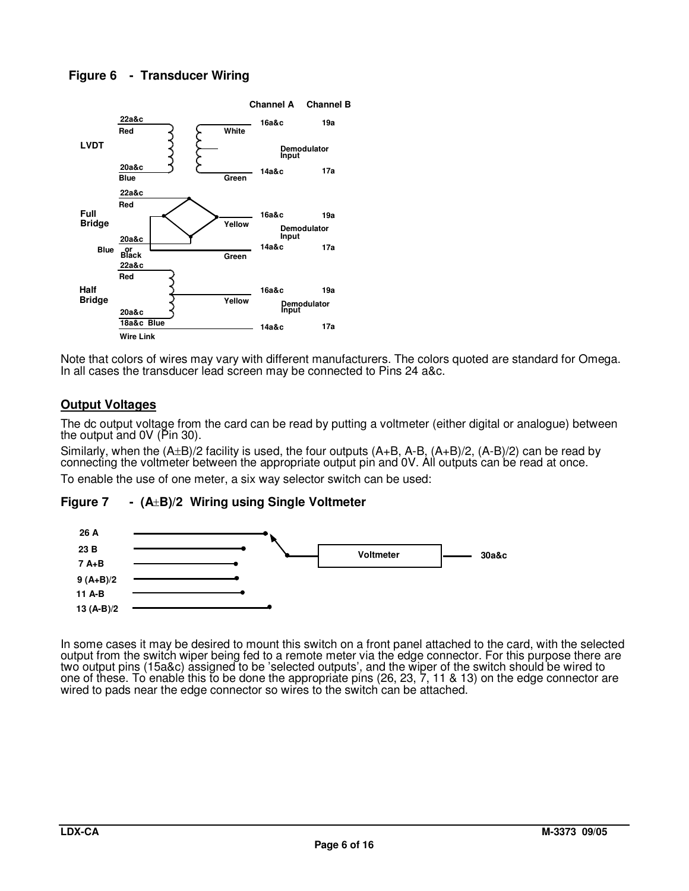**Figure 6 - Transducer Wiring**

Note that colors of wires may vary with different manufacturers. The colors quoted are standard for Omega. In all cases the transducer lead screen may be connected to Pins 24 a&c.

## Output Voltages

The dc output voltage from the card can be read by putting a voltmeter (either digital or analogue) between the output and 0V (Pin 30).

Similarly, when the (A±B)/2 facility is used, the four outputs (A+B, A-B, (A+B)/2, (A-B)/2) can be read by connecting the voltmeter between the appropriate output pin and 0V. All outputs can be read at once.

To enable the use of one meter, a six way selector switch can be used:

**Figure 7 - (A±B)/2 Wiring using Single Voltmeter**

In some cases it may be desired to mount this switch on a front panel attached to the card, with the selected output from the switch wiper being fed to a remote meter via the edge connector. For this purpose there are two output pins (15a&c) assigned to be 'selected outputs', and the wiper of the switch should be wired to one of these. To enable this to be done the appropriate pins (26, 23, 7, 11 & 13) on the edge connector are wired to pads near the edge connector so wires to the switch can be attached.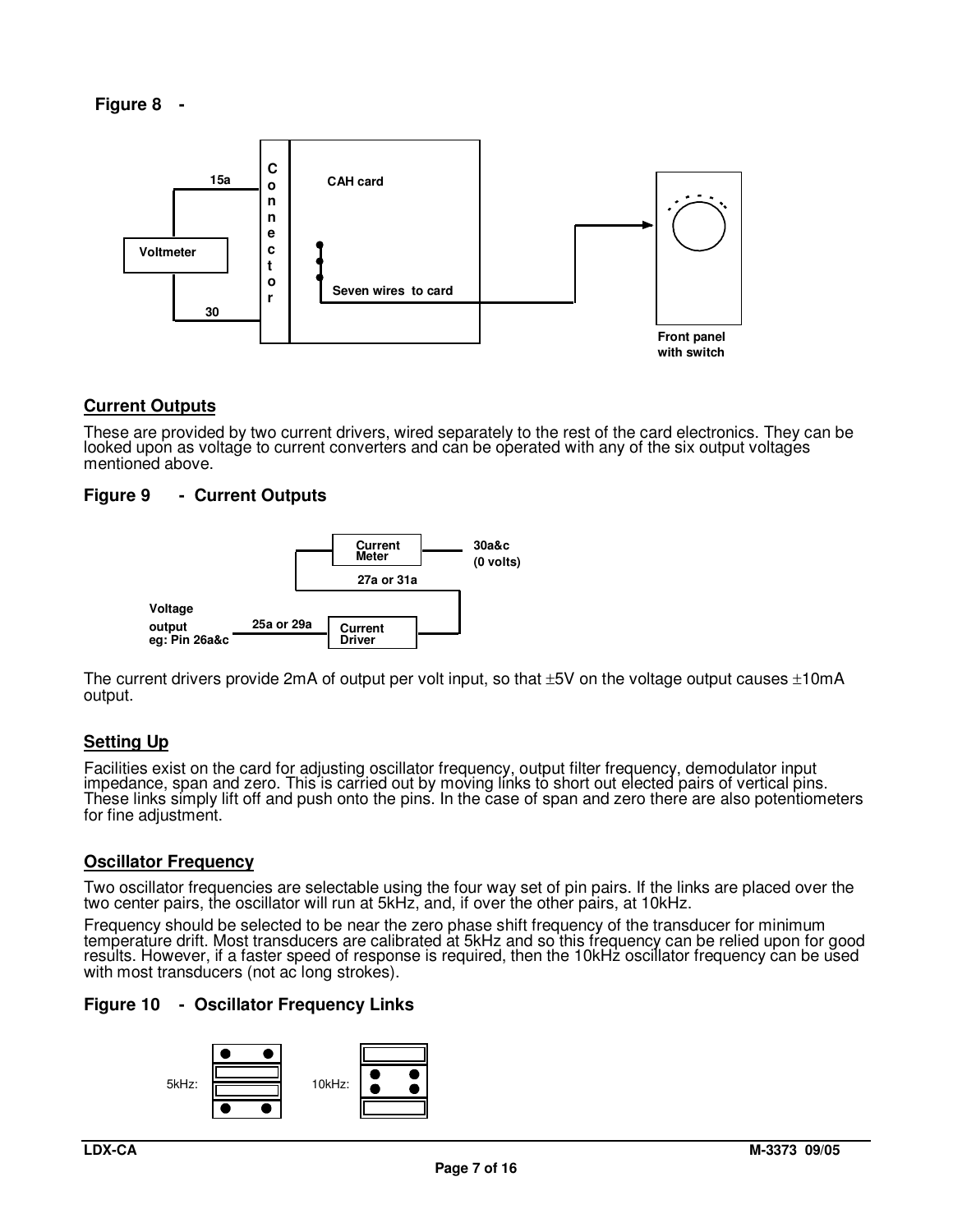**Figure 8 -**

Voltmeter

15a

30

Connector

CAH card

Seven wires to card

Front panel with switch

## Current Outputs

These are provided by two current drivers, wired separately to the rest of the card electronics. They can be looked upon as voltage to current converters and can be operated with any of the six output voltages mentioned above.

**Figure 9 - Current Outputs**

Current Meter

30a&c (0 volts)

27a or 31a

Voltage output eg: Pin 26a&c

25a or 29a

Current Driver

The current drivers provide 2mA of output per volt input, so that ±5V on the voltage output causes ±10mA output.

## Setting Up

Facilities exist on the card for adjusting oscillator frequency, output filter frequency, demodulator input impedance, span and zero. This is carried out by moving links to short out elected pairs of vertical pins. These links simply lift off and push onto the pins. In the case of span and zero there are also potentiometers for fine adjustment.

## Oscillator Frequency

Two oscillator frequencies are selectable using the four way set of pin pairs. If the links are placed over the two center pairs, the oscillator will run at 5kHz, and, if over the other pairs, at 10kHz.

Frequency should be selected to be near the zero phase shift frequency of the transducer for minimum temperature drift. Most transducers are calibrated at 5kHz and so this frequency can be relied upon for good results. However, if a faster speed of response is required, then the 10kHz oscillator frequency can be used with most transducers (not ac long strokes).

**Figure 10 - Oscillator Frequency Links**

5kHz:

10kHz: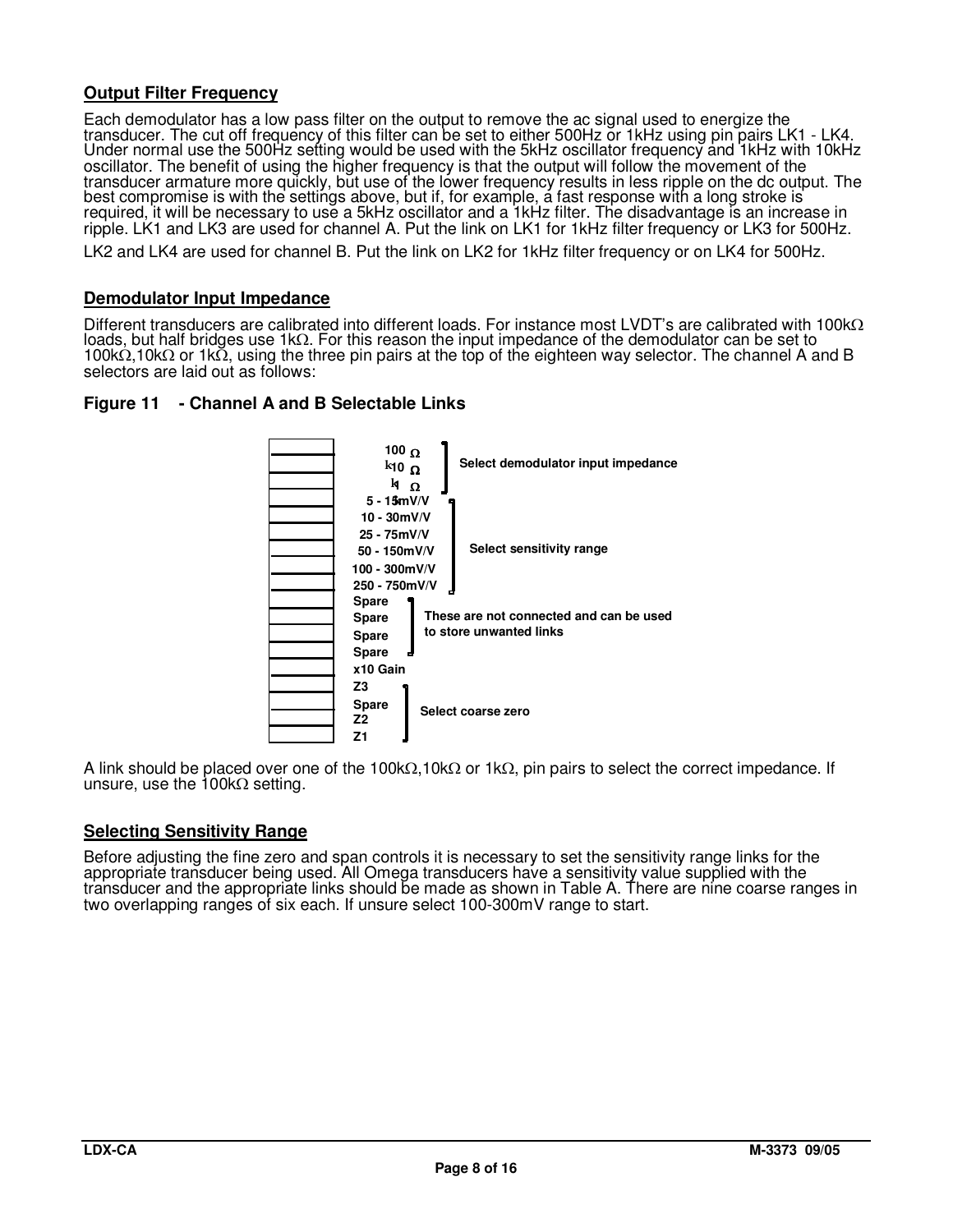## Output Filter Frequency

Each demodulator has a low pass filter on the output to remove the ac signal used to energize the transducer. The cut off frequency of this filter can be set to either 500Hz or 1kHz using pin pairs LK1 - LK4. Under normal use the 500Hz setting would be used with the 5kHz oscillator frequency and 1kHz with 10kHz oscillator. The benefit of using the higher frequency is that the output will follow the movement of the transducer armature more quickly, but use of the lower frequency results in less ripple on the dc output. The best compromise is with the settings above, but if, for example, a fast response with a long stroke is required, it will be necessary to use a 5kHz oscillator and a 1kHz filter. The disadvantage is an increase in ripple. LK1 and LK3 are used for channel A. Put the link on LK1 for 1kHz filter frequency or LK3 for 500Hz.

LK2 and LK4 are used for channel B. Put the link on LK2 for 1kHz filter frequency or on LK4 for 500Hz.

## Demodulator Input Impedance

Different transducers are calibrated into different loads. For instance most LVDT's are calibrated with 100kΩ loads, but half bridges use 1kΩ. For this reason the input impedance of the demodulator can be set to 100kΩ,10kΩ or 1kΩ, using the three pin pairs at the top of the eighteen way selector. The channel A and B selectors are laid out as follows:

### Figure 11 - Channel A and B Selectable Links

| Link | Function |
|---|---|
| 100kΩ | Select demodulator input impedance |
| 10kΩ | |
| 1kΩ | |
| 5 - 15mV/V | Select sensitivity range |
| 10 - 30mV/V | |
| 25 - 75mV/V | |
| 50 - 150mV/V | |
| 100 - 300mV/V | |
| 250 - 750mV/V | |
| Spare | These are not connected and can be used to store unwanted links |
| Spare | |
| Spare | |
| Spare | |
| x10 Gain | |
| Z3 | Select coarse zero |
| Spare | |
| Z2 | |
| Z1 | |

A link should be placed over one of the 100kΩ,10kΩ or 1kΩ, pin pairs to select the correct impedance. If unsure, use the 100kΩ setting.

## Selecting Sensitivity Range

Before adjusting the fine zero and span controls it is necessary to set the sensitivity range links for the appropriate transducer being used. All Omega transducers have a sensitivity value supplied with the transducer and the appropriate links should be made as shown in Table A. There are nine coarse ranges in two overlapping ranges of six each. If unsure select 100-300mV range to start.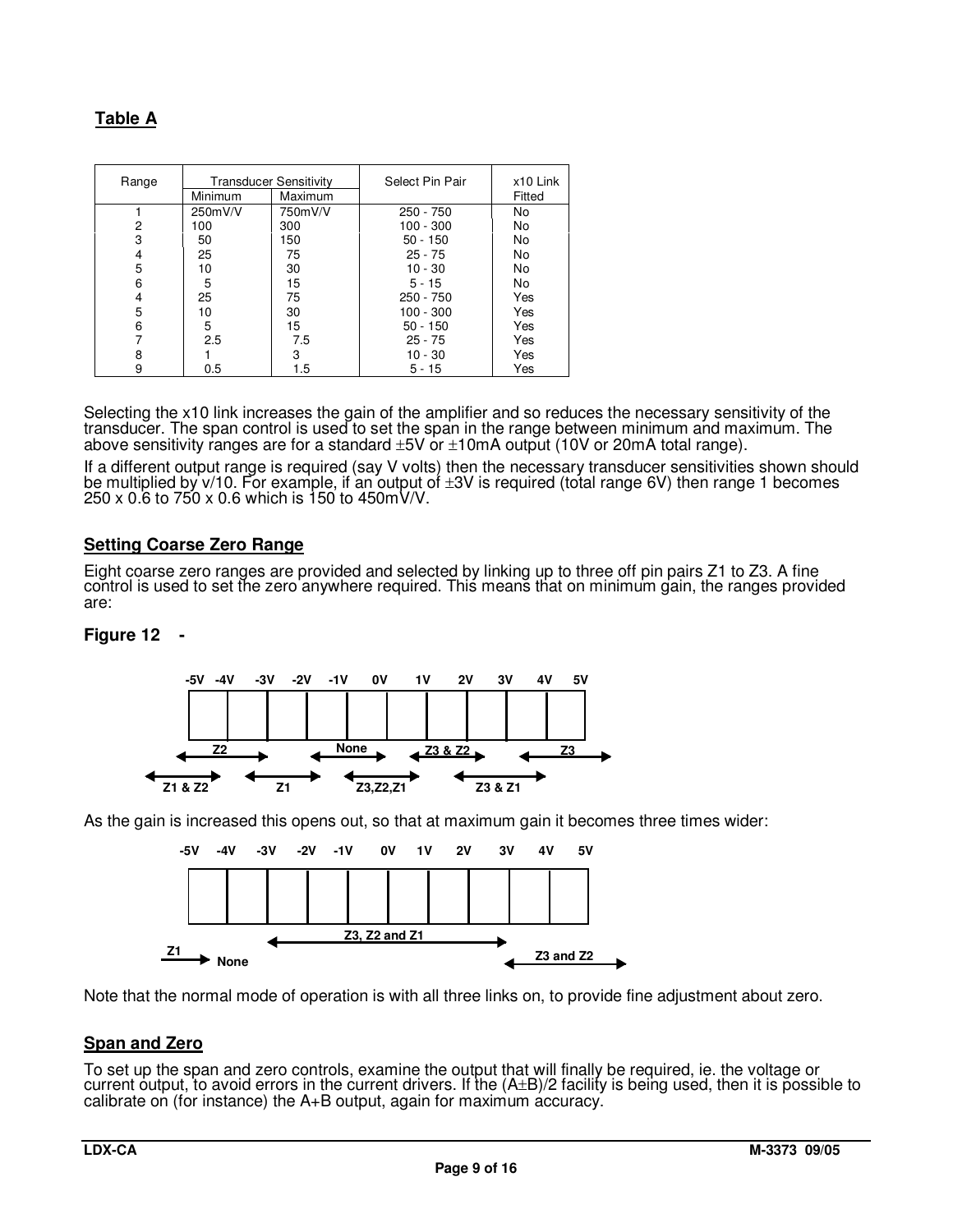## Table A

| Range | Transducer Sensitivity | | Select Pin Pair | x10 Link |
|---|---|---|---|---|
| | Minimum | Maximum | | Fitted |
| 1 | 250mV/V | 750mV/V | 250 - 750 | No |
| 2 | 100 | 300 | 100 - 300 | No |
| 3 | 50 | 150 | 50 - 150 | No |
| 4 | 25 | 75 | 25 - 75 | No |
| 5 | 10 | 30 | 10 - 30 | No |
| 6 | 5 | 15 | 5 - 15 | No |
| 4 | 25 | 75 | 250 - 750 | Yes |
| 5 | 10 | 30 | 100 - 300 | Yes |
| 6 | 5 | 15 | 50 - 150 | Yes |
| 7 | 2.5 | 7.5 | 25 - 75 | Yes |
| 8 | 1 | 3 | 10 - 30 | Yes |
| 9 | 0.5 | 1.5 | 5 - 15 | Yes |

Selecting the x10 link increases the gain of the amplifier and so reduces the necessary sensitivity of the transducer. The span control is used to set the span in the range between minimum and maximum. The above sensitivity ranges are for a standard ±5V or ±10mA output (10V or 20mA total range).

If a different output range is required (say V volts) then the necessary transducer sensitivities shown should be multiplied by v/10. For example, if an output of ±3V is required (total range 6V) then range 1 becomes 250 x 0.6 to 750 x 0.6 which is 150 to 450mV/V.

## Setting Coarse Zero Range

Eight coarse zero ranges are provided and selected by linking up to three off pin pairs Z1 to Z3. A fine control is used to set the zero anywhere required. This means that on minimum gain, the ranges provided are:

**Figure 12 -**

-5V -4V -3V -2V -1V 0V 1V 2V 3V 4V 5V

Z2 None Z3 & Z2 Z3

Z1 & Z2 Z1 Z3,Z2,Z1 Z3 & Z1

As the gain is increased this opens out, so that at maximum gain it becomes three times wider:

-5V -4V -3V -2V -1V 0V 1V 2V 3V 4V 5V

Z3, Z2 and Z1

Z1 None Z3 and Z2

Note that the normal mode of operation is with all three links on, to provide fine adjustment about zero.

## Span and Zero

To set up the span and zero controls, examine the output that will finally be required, ie. the voltage or current output, to avoid errors in the current drivers. If the (A±B)/2 facility is being used, then it is possible to calibrate on (for instance) the A+B output, again for maximum accuracy.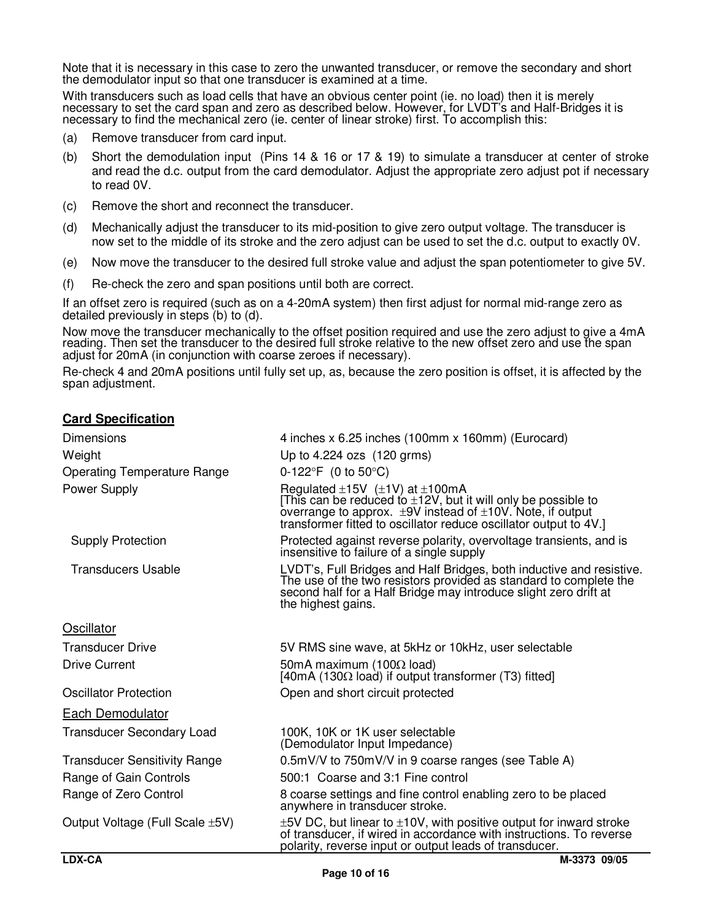Note that it is necessary in this case to zero the unwanted transducer, or remove the secondary and short the demodulator input so that one transducer is examined at a time.

With transducers such as load cells that have an obvious center point (ie. no load) then it is merely necessary to set the card span and zero as described below. However, for LVDT's and Half-Bridges it is necessary to find the mechanical zero (ie. center of linear stroke) first. To accomplish this:

(a) Remove transducer from card input.

(b) Short the demodulation input (Pins 14 & 16 or 17 & 19) to simulate a transducer at center of stroke and read the d.c. output from the card demodulator. Adjust the appropriate zero adjust pot if necessary to read 0V.

(c) Remove the short and reconnect the transducer.

(d) Mechanically adjust the transducer to its mid-position to give zero output voltage. The transducer is now set to the middle of its stroke and the zero adjust can be used to set the d.c. output to exactly 0V.

(e) Now move the transducer to the desired full stroke value and adjust the span potentiometer to give 5V.

(f) Re-check the zero and span positions until both are correct.

If an offset zero is required (such as on a 4-20mA system) then first adjust for normal mid-range zero as detailed previously in steps (b) to (d).

Now move the transducer mechanically to the offset position required and use the zero adjust to give a 4mA reading. Then set the transducer to the desired full stroke relative to the new offset zero and use the span adjust for 20mA (in conjunction with coarse zeroes if necessary).

Re-check 4 and 20mA positions until fully set up, as, because the zero position is offset, it is affected by the span adjustment.

**Card Specification**

| | |
|---|---|
| Dimensions | 4 inches x 6.25 inches (100mm x 160mm) (Eurocard) |
| Weight | Up to 4.224 ozs (120 grms) |
| Operating Temperature Range | 0-122°F (0 to 50°C) |
| Power Supply | Regulated ±15V (±1V) at ±100mA [This can be reduced to ±12V, but it will only be possible to overrange to approx. ±9V instead of ±10V. Note, if output transformer fitted to oscillator reduce oscillator output to 4V.] |
| Supply Protection | Protected against reverse polarity, overvoltage transients, and is insensitive to failure of a single supply |
| Transducers Usable | LVDT's, Full Bridges and Half Bridges, both inductive and resistive. The use of the two resistors provided as standard to complete the second half for a Half Bridge may introduce slight zero drift at the highest gains. |

Oscillator

| | |
|---|---|
| Transducer Drive | 5V RMS sine wave, at 5kHz or 10kHz, user selectable |
| Drive Current | 50mA maximum (100Ω load) [40mA (130Ω load) if output transformer (T3) fitted] |
| Oscillator Protection | Open and short circuit protected |

Each Demodulator

| | |
|---|---|
| Transducer Secondary Load | 100K, 10K or 1K user selectable (Demodulator Input Impedance) |
| Transducer Sensitivity Range | 0.5mV/V to 750mV/V in 9 coarse ranges (see Table A) |
| Range of Gain Controls | 500:1 Coarse and 3:1 Fine control |
| Range of Zero Control | 8 coarse settings and fine control enabling zero to be placed anywhere in transducer stroke. |
| Output Voltage (Full Scale ±5V) | ±5V DC, but linear to ±10V, with positive output for inward stroke of transducer, if wired in accordance with instructions. To reverse polarity, reverse input or output leads of transducer. |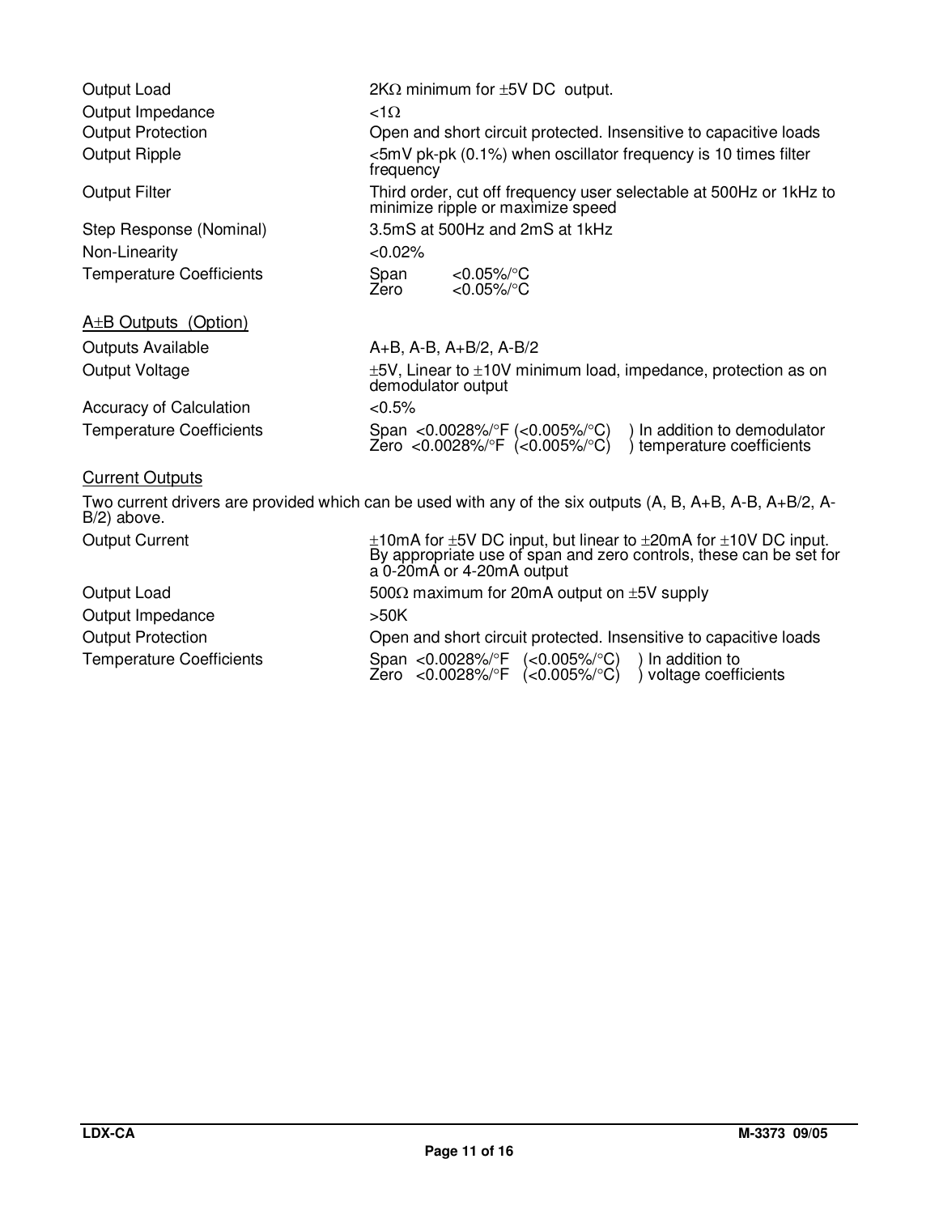| | |
|---|---|
| Output Load | 2KΩ minimum for ±5V DC output. |
| Output Impedance | <1Ω |
| Output Protection | Open and short circuit protected. Insensitive to capacitive loads |
| Output Ripple | <5mV pk-pk (0.1%) when oscillator frequency is 10 times filter frequency |
| Output Filter | Third order, cut off frequency user selectable at 500Hz or 1kHz to minimize ripple or maximize speed |
| Step Response (Nominal) | 3.5mS at 500Hz and 2mS at 1kHz |
| Non-Linearity | <0.02% |
| Temperature Coefficients | Span <0.05%/°C<br>Zero <0.05%/°C |

<u>A±B Outputs (Option)</u>

| | |
|---|---|
| Outputs Available | A+B, A-B, A+B/2, A-B/2 |
| Output Voltage | ±5V, Linear to ±10V minimum load, impedance, protection as on demodulator output |
| Accuracy of Calculation | <0.5% |
| Temperature Coefficients | Span <0.0028%/°F (<0.005%/°C) ) In addition to demodulator<br>Zero <0.0028%/°F (<0.005%/°C) ) temperature coefficients |

<u>Current Outputs</u>

Two current drivers are provided which can be used with any of the six outputs (A, B, A+B, A-B, A+B/2, A-B/2) above.

| | |
|---|---|
| Output Current | ±10mA for ±5V DC input, but linear to ±20mA for ±10V DC input. By appropriate use of span and zero controls, these can be set for a 0-20mA or 4-20mA output |
| Output Load | 500Ω maximum for 20mA output on ±5V supply |
| Output Impedance | >50K |
| Output Protection | Open and short circuit protected. Insensitive to capacitive loads |
| Temperature Coefficients | Span <0.0028%/°F (<0.005%/°C) ) In addition to<br>Zero <0.0028%/°F (<0.005%/°C) ) voltage coefficients |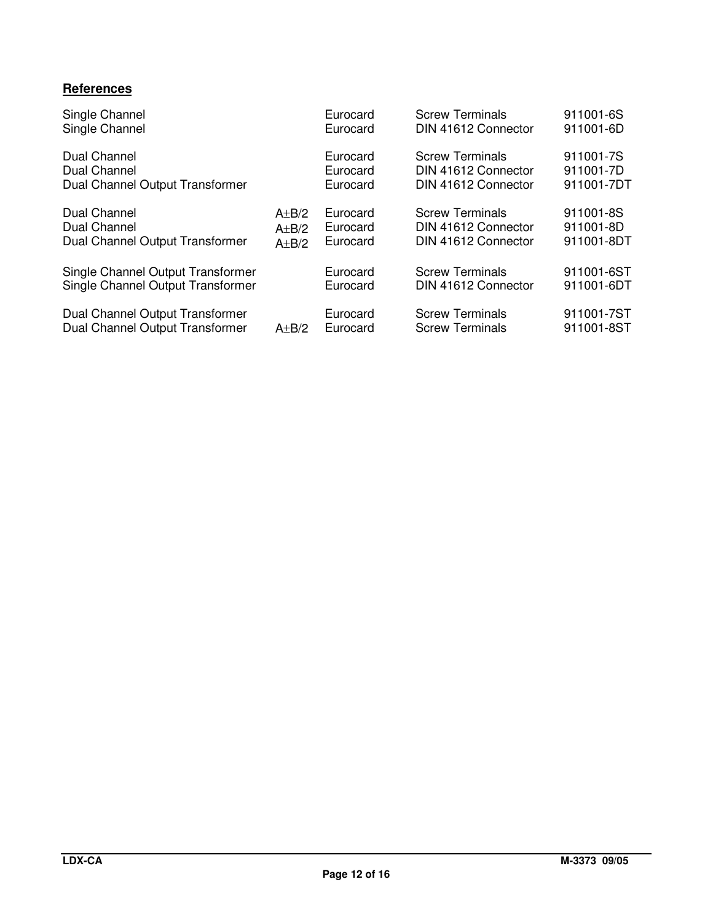**References**

| | | | | |
|---|---|---|---|---|
| Single Channel | | Eurocard | Screw Terminals | 911001-6S |
| Single Channel | | Eurocard | DIN 41612 Connector | 911001-6D |
| Dual Channel | | Eurocard | Screw Terminals | 911001-7S |
| Dual Channel | | Eurocard | DIN 41612 Connector | 911001-7D |
| Dual Channel Output Transformer | | Eurocard | DIN 41612 Connector | 911001-7DT |
| Dual Channel | A±B/2 | Eurocard | Screw Terminals | 911001-8S |
| Dual Channel | A±B/2 | Eurocard | DIN 41612 Connector | 911001-8D |
| Dual Channel Output Transformer | A±B/2 | Eurocard | DIN 41612 Connector | 911001-8DT |
| Single Channel Output Transformer | | Eurocard | Screw Terminals | 911001-6ST |
| Single Channel Output Transformer | | Eurocard | DIN 41612 Connector | 911001-6DT |
| Dual Channel Output Transformer | | Eurocard | Screw Terminals | 911001-7ST |
| Dual Channel Output Transformer | A±B/2 | Eurocard | Screw Terminals | 911001-8ST |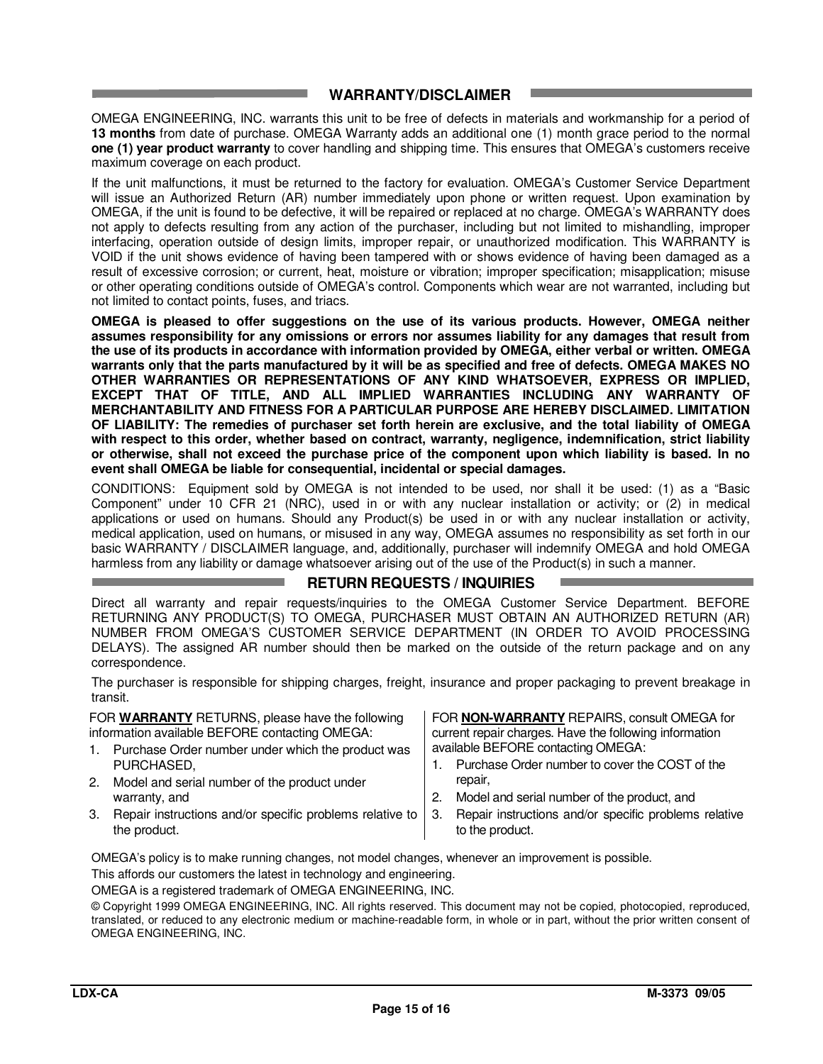## WARRANTY/DISCLAIMER

OMEGA ENGINEERING, INC. warrants this unit to be free of defects in materials and workmanship for a period of **13 months** from date of purchase. OMEGA Warranty adds an additional one (1) month grace period to the normal **one (1) year product warranty** to cover handling and shipping time. This ensures that OMEGA's customers receive maximum coverage on each product.

If the unit malfunctions, it must be returned to the factory for evaluation. OMEGA's Customer Service Department will issue an Authorized Return (AR) number immediately upon phone or written request. Upon examination by OMEGA, if the unit is found to be defective, it will be repaired or replaced at no charge. OMEGA's WARRANTY does not apply to defects resulting from any action of the purchaser, including but not limited to mishandling, improper interfacing, operation outside of design limits, improper repair, or unauthorized modification. This WARRANTY is VOID if the unit shows evidence of having been tampered with or shows evidence of having been damaged as a result of excessive corrosion; or current, heat, moisture or vibration; improper specification; misapplication; misuse or other operating conditions outside of OMEGA's control. Components which wear are not warranted, including but not limited to contact points, fuses, and triacs.

**OMEGA is pleased to offer suggestions on the use of its various products. However, OMEGA neither assumes responsibility for any omissions or errors nor assumes liability for any damages that result from the use of its products in accordance with information provided by OMEGA, either verbal or written. OMEGA warrants only that the parts manufactured by it will be as specified and free of defects. OMEGA MAKES NO OTHER WARRANTIES OR REPRESENTATIONS OF ANY KIND WHATSOEVER, EXPRESS OR IMPLIED, EXCEPT THAT OF TITLE, AND ALL IMPLIED WARRANTIES INCLUDING ANY WARRANTY OF MERCHANTABILITY AND FITNESS FOR A PARTICULAR PURPOSE ARE HEREBY DISCLAIMED. LIMITATION OF LIABILITY: The remedies of purchaser set forth herein are exclusive, and the total liability of OMEGA with respect to this order, whether based on contract, warranty, negligence, indemnification, strict liability or otherwise, shall not exceed the purchase price of the component upon which liability is based. In no event shall OMEGA be liable for consequential, incidental or special damages.**

CONDITIONS: Equipment sold by OMEGA is not intended to be used, nor shall it be used: (1) as a "Basic Component" under 10 CFR 21 (NRC), used in or with any nuclear installation or activity; or (2) in medical applications or used on humans. Should any Product(s) be used in or with any nuclear installation or activity, medical application, used on humans, or misused in any way, OMEGA assumes no responsibility as set forth in our basic WARRANTY / DISCLAIMER language, and, additionally, purchaser will indemnify OMEGA and hold OMEGA harmless from any liability or damage whatsoever arising out of the use of the Product(s) in such a manner.

## RETURN REQUESTS / INQUIRIES

Direct all warranty and repair requests/inquiries to the OMEGA Customer Service Department. BEFORE RETURNING ANY PRODUCT(S) TO OMEGA, PURCHASER MUST OBTAIN AN AUTHORIZED RETURN (AR) NUMBER FROM OMEGA'S CUSTOMER SERVICE DEPARTMENT (IN ORDER TO AVOID PROCESSING DELAYS). The assigned AR number should then be marked on the outside of the return package and on any correspondence.

The purchaser is responsible for shipping charges, freight, insurance and proper packaging to prevent breakage in transit.

FOR **WARRANTY** RETURNS, please have the following information available BEFORE contacting OMEGA:

1. Purchase Order number under which the product was PURCHASED,
2. Model and serial number of the product under warranty, and
3. Repair instructions and/or specific problems relative to the product.

FOR **NON-WARRANTY** REPAIRS, consult OMEGA for current repair charges. Have the following information available BEFORE contacting OMEGA:

1. Purchase Order number to cover the COST of the repair,
2. Model and serial number of the product, and
3. Repair instructions and/or specific problems relative to the product.

OMEGA's policy is to make running changes, not model changes, whenever an improvement is possible.

This affords our customers the latest in technology and engineering.

OMEGA is a registered trademark of OMEGA ENGINEERING, INC.

© Copyright 1999 OMEGA ENGINEERING, INC. All rights reserved. This document may not be copied, photocopied, reproduced, translated, or reduced to any electronic medium or machine-readable form, in whole or in part, without the prior written consent of OMEGA ENGINEERING, INC.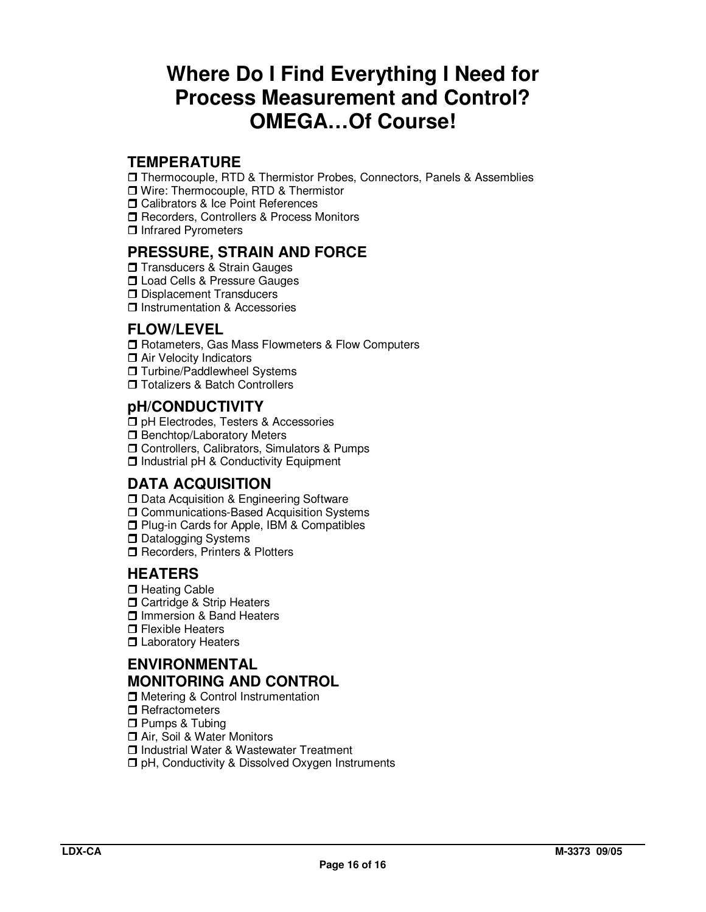# Where Do I Find Everything I Need for Process Measurement and Control? OMEGA…Of Course!

## TEMPERATURE

- ❒ Thermocouple, RTD & Thermistor Probes, Connectors, Panels & Assemblies
- ❒ Wire: Thermocouple, RTD & Thermistor
- ❒ Calibrators & Ice Point References
- ❒ Recorders, Controllers & Process Monitors
- ❒ Infrared Pyrometers

## PRESSURE, STRAIN AND FORCE

- ❒ Transducers & Strain Gauges
- ❒ Load Cells & Pressure Gauges
- ❒ Displacement Transducers
- ❒ Instrumentation & Accessories

## FLOW/LEVEL

- ❒ Rotameters, Gas Mass Flowmeters & Flow Computers
- ❒ Air Velocity Indicators
- ❒ Turbine/Paddlewheel Systems
- ❒ Totalizers & Batch Controllers

## pH/CONDUCTIVITY

- ❒ pH Electrodes, Testers & Accessories
- ❒ Benchtop/Laboratory Meters
- ❒ Controllers, Calibrators, Simulators & Pumps
- ❒ Industrial pH & Conductivity Equipment

## DATA ACQUISITION

- ❒ Data Acquisition & Engineering Software
- ❒ Communications-Based Acquisition Systems
- ❒ Plug-in Cards for Apple, IBM & Compatibles
- ❒ Datalogging Systems
- ❒ Recorders, Printers & Plotters

## HEATERS

- ❒ Heating Cable
- ❒ Cartridge & Strip Heaters
- ❒ Immersion & Band Heaters
- ❒ Flexible Heaters
- ❒ Laboratory Heaters

## ENVIRONMENTAL MONITORING AND CONTROL

- ❒ Metering & Control Instrumentation
- ❒ Refractometers
- ❒ Pumps & Tubing
- ❒ Air, Soil & Water Monitors
- ❒ Industrial Water & Wastewater Treatment
- ❒ pH, Conductivity & Dissolved Oxygen Instruments

LDX-CA M-3373 09/05